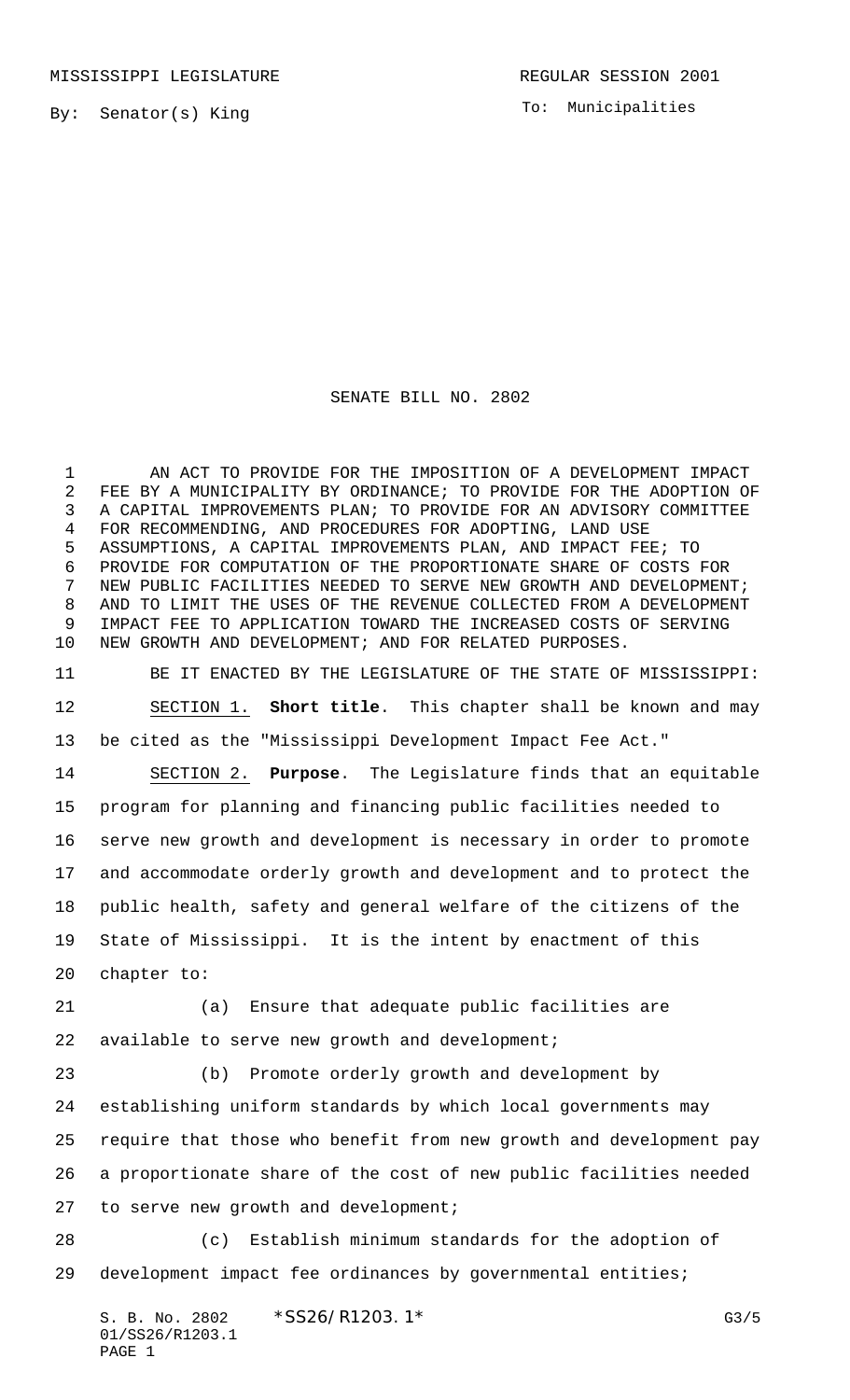MISSISSIPPI LEGISLATURE REGULAR SESSION 2001

By: Senator(s) King

To: Municipalities

# SENATE BILL NO. 2802

AN ACT TO PROVIDE FOR THE IMPOSITION OF A DEVELOPMENT IMPACT FEE BY A MUNICIPALITY BY ORDINANCE; TO PROVIDE FOR THE ADOPTION OF A CAPITAL IMPROVEMENTS PLAN; TO PROVIDE FOR AN ADVISORY COMMITTEE FOR RECOMMENDING, AND PROCEDURES FOR ADOPTING, LAND USE ASSUMPTIONS, A CAPITAL IMPROVEMENTS PLAN, AND IMPACT FEE; TO PROVIDE FOR COMPUTATION OF THE PROPORTIONATE SHARE OF COSTS FOR NEW PUBLIC FACILITIES NEEDED TO SERVE NEW GROWTH AND DEVELOPMENT; AND TO LIMIT THE USES OF THE REVENUE COLLECTED FROM A DEVELOPMENT IMPACT FEE TO APPLICATION TOWARD THE INCREASED COSTS OF SERVING NEW GROWTH AND DEVELOPMENT; AND FOR RELATED PURPOSES.

BE IT ENACTED BY THE LEGISLATURE OF THE STATE OF MISSISSIPPI:

SECTION 1. **Short title**. This chapter shall be known and may be cited as the "Mississippi Development Impact Fee Act."

SECTION 2. **Purpose**. The Legislature finds that an equitable program for planning and financing public facilities needed to serve new growth and development is necessary in order to promote and accommodate orderly growth and development and to protect the public health, safety and general welfare of the citizens of the State of Mississippi. It is the intent by enactment of this chapter to:

(a) Ensure that adequate public facilities are available to serve new growth and development;

(b) Promote orderly growth and development by establishing uniform standards by which local governments may require that those who benefit from new growth and development pay a proportionate share of the cost of new public facilities needed to serve new growth and development;

(c) Establish minimum standards for the adoption of development impact fee ordinances by governmental entities;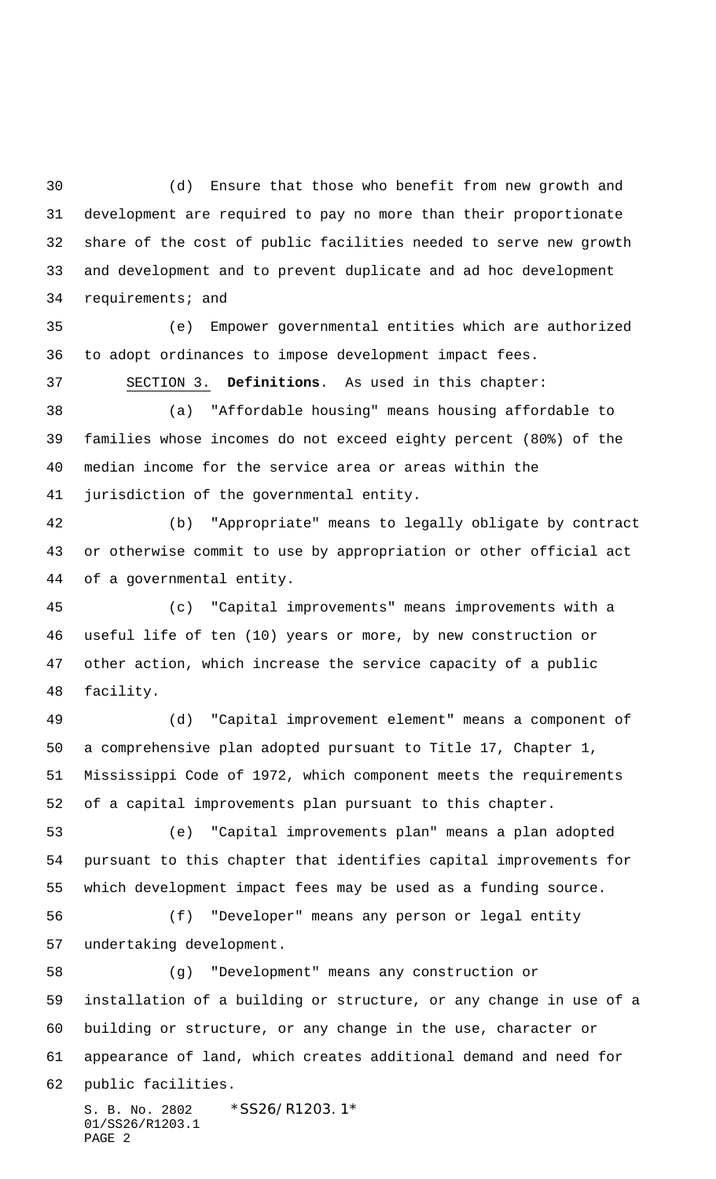(d) Ensure that those who benefit from new growth and development are required to pay no more than their proportionate share of the cost of public facilities needed to serve new growth and development and to prevent duplicate and ad hoc development requirements; and

(e) Empower governmental entities which are authorized to adopt ordinances to impose development impact fees.

SECTION 3. **Definitions**. As used in this chapter:

(a) "Affordable housing" means housing affordable to families whose incomes do not exceed eighty percent (80%) of the median income for the service area or areas within the jurisdiction of the governmental entity.

(b) "Appropriate" means to legally obligate by contract or otherwise commit to use by appropriation or other official act of a governmental entity.

(c) "Capital improvements" means improvements with a useful life of ten (10) years or more, by new construction or other action, which increase the service capacity of a public facility.

(d) "Capital improvement element" means a component of a comprehensive plan adopted pursuant to Title 17, Chapter 1, Mississippi Code of 1972, which component meets the requirements of a capital improvements plan pursuant to this chapter.

(e) "Capital improvements plan" means a plan adopted pursuant to this chapter that identifies capital improvements for which development impact fees may be used as a funding source.

(f) "Developer" means any person or legal entity undertaking development.

(g) "Development" means any construction or installation of a building or structure, or any change in use of a building or structure, or any change in the use, character or appearance of land, which creates additional demand and need for public facilities.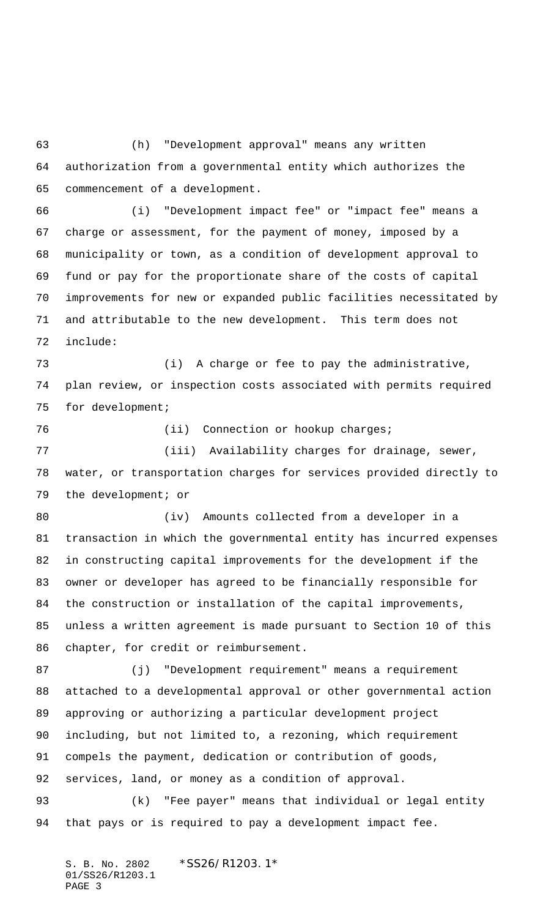(h) "Development approval" means any written authorization from a governmental entity which authorizes the commencement of a development.

(i) "Development impact fee" or "impact fee" means a charge or assessment, for the payment of money, imposed by a municipality or town, as a condition of development approval to fund or pay for the proportionate share of the costs of capital improvements for new or expanded public facilities necessitated by and attributable to the new development. This term does not include:

(i) A charge or fee to pay the administrative, plan review, or inspection costs associated with permits required for development;

(ii) Connection or hookup charges;

(iii) Availability charges for drainage, sewer, water, or transportation charges for services provided directly to the development; or

(iv) Amounts collected from a developer in a transaction in which the governmental entity has incurred expenses in constructing capital improvements for the development if the owner or developer has agreed to be financially responsible for the construction or installation of the capital improvements, unless a written agreement is made pursuant to Section 10 of this chapter, for credit or reimbursement.

(j) "Development requirement" means a requirement attached to a developmental approval or other governmental action approving or authorizing a particular development project including, but not limited to, a rezoning, which requirement compels the payment, dedication or contribution of goods, services, land, or money as a condition of approval.

(k) "Fee payer" means that individual or legal entity that pays or is required to pay a development impact fee.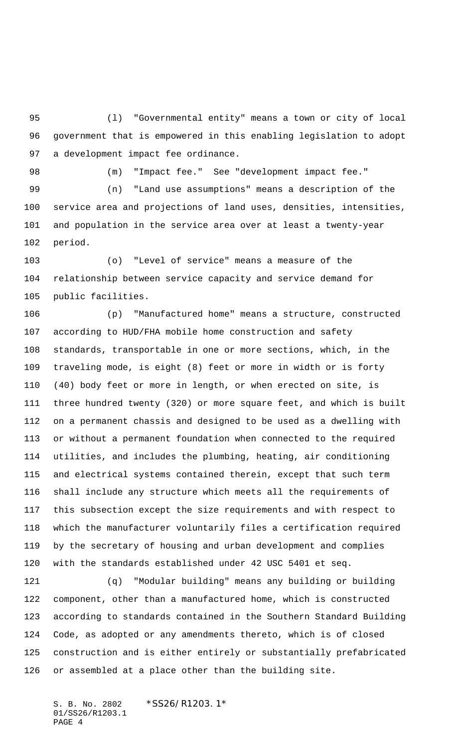(l) "Governmental entity" means a town or city of local government that is empowered in this enabling legislation to adopt a development impact fee ordinance.

(m) "Impact fee." See "development impact fee."

(n) "Land use assumptions" means a description of the service area and projections of land uses, densities, intensities, and population in the service area over at least a twenty-year period.

(o) "Level of service" means a measure of the relationship between service capacity and service demand for public facilities.

(p) "Manufactured home" means a structure, constructed according to HUD/FHA mobile home construction and safety standards, transportable in one or more sections, which, in the traveling mode, is eight (8) feet or more in width or is forty (40) body feet or more in length, or when erected on site, is three hundred twenty (320) or more square feet, and which is built on a permanent chassis and designed to be used as a dwelling with or without a permanent foundation when connected to the required utilities, and includes the plumbing, heating, air conditioning and electrical systems contained therein, except that such term shall include any structure which meets all the requirements of this subsection except the size requirements and with respect to which the manufacturer voluntarily files a certification required by the secretary of housing and urban development and complies with the standards established under 42 USC 5401 et seq.

(q) "Modular building" means any building or building component, other than a manufactured home, which is constructed according to standards contained in the Southern Standard Building Code, as adopted or any amendments thereto, which is of closed construction and is either entirely or substantially prefabricated or assembled at a place other than the building site.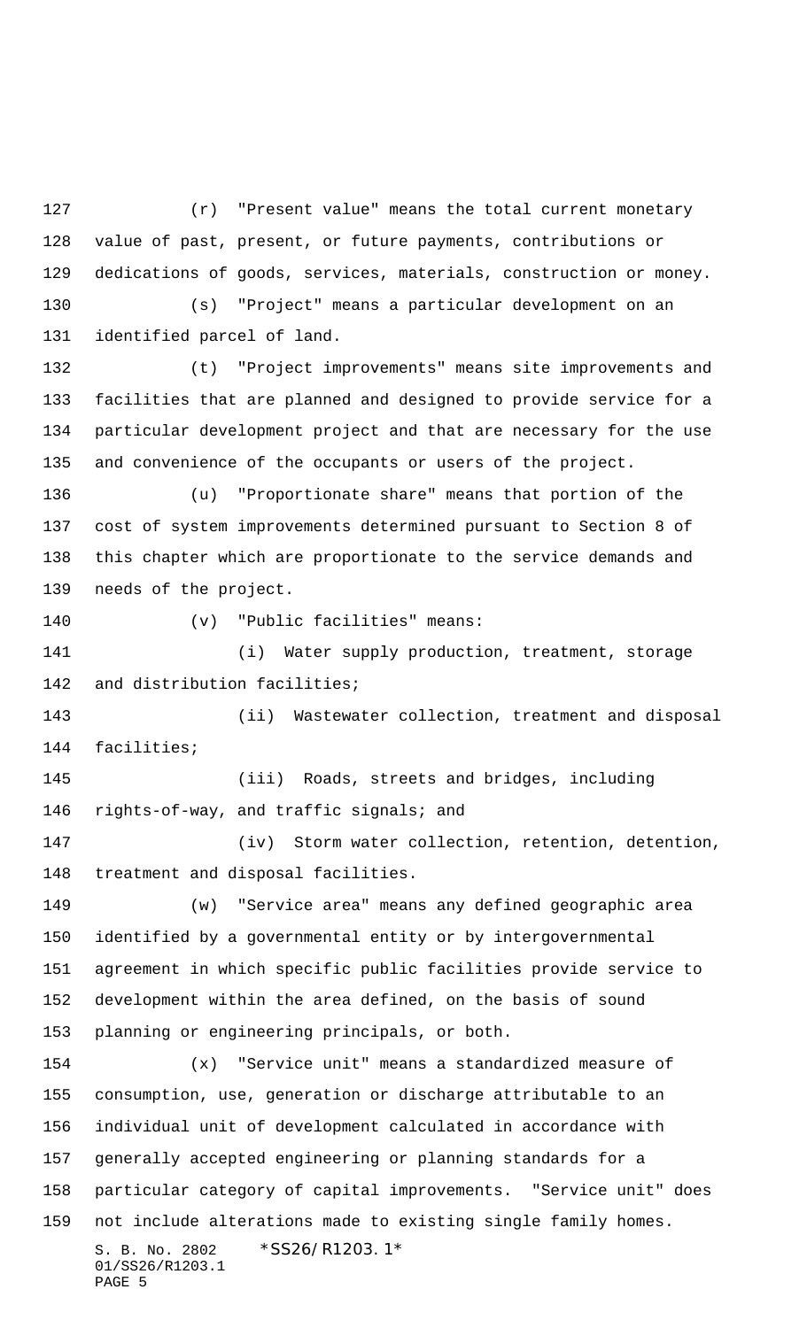(r) "Present value" means the total current monetary value of past, present, or future payments, contributions or dedications of goods, services, materials, construction or money.

(s) "Project" means a particular development on an identified parcel of land.

(t) "Project improvements" means site improvements and facilities that are planned and designed to provide service for a particular development project and that are necessary for the use and convenience of the occupants or users of the project.

(u) "Proportionate share" means that portion of the cost of system improvements determined pursuant to Section 8 of this chapter which are proportionate to the service demands and needs of the project.

(v) "Public facilities" means:

(i) Water supply production, treatment, storage and distribution facilities;

(ii) Wastewater collection, treatment and disposal facilities;

(iii) Roads, streets and bridges, including rights-of-way, and traffic signals; and

(iv) Storm water collection, retention, detention, treatment and disposal facilities.

(w) "Service area" means any defined geographic area identified by a governmental entity or by intergovernmental agreement in which specific public facilities provide service to development within the area defined, on the basis of sound planning or engineering principals, or both.

(x) "Service unit" means a standardized measure of consumption, use, generation or discharge attributable to an individual unit of development calculated in accordance with generally accepted engineering or planning standards for a particular category of capital improvements. "Service unit" does not include alterations made to existing single family homes.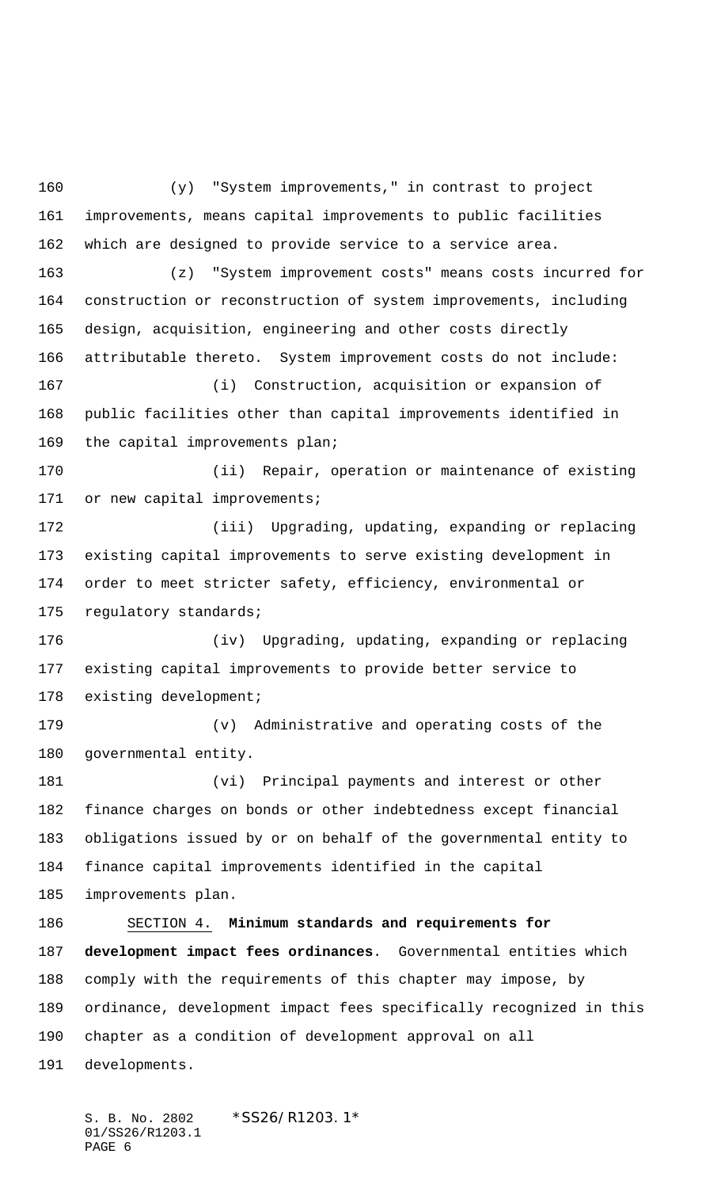(y) "System improvements," in contrast to project improvements, means capital improvements to public facilities which are designed to provide service to a service area.

(z) "System improvement costs" means costs incurred for construction or reconstruction of system improvements, including design, acquisition, engineering and other costs directly attributable thereto. System improvement costs do not include:

(i) Construction, acquisition or expansion of public facilities other than capital improvements identified in the capital improvements plan;

(ii) Repair, operation or maintenance of existing or new capital improvements;

(iii) Upgrading, updating, expanding or replacing existing capital improvements to serve existing development in order to meet stricter safety, efficiency, environmental or regulatory standards;

(iv) Upgrading, updating, expanding or replacing existing capital improvements to provide better service to existing development;

(v) Administrative and operating costs of the governmental entity.

(vi) Principal payments and interest or other finance charges on bonds or other indebtedness except financial obligations issued by or on behalf of the governmental entity to finance capital improvements identified in the capital improvements plan.

SECTION 4. **Minimum standards and requirements for development impact fees ordinances**. Governmental entities which comply with the requirements of this chapter may impose, by ordinance, development impact fees specifically recognized in this chapter as a condition of development approval on all developments.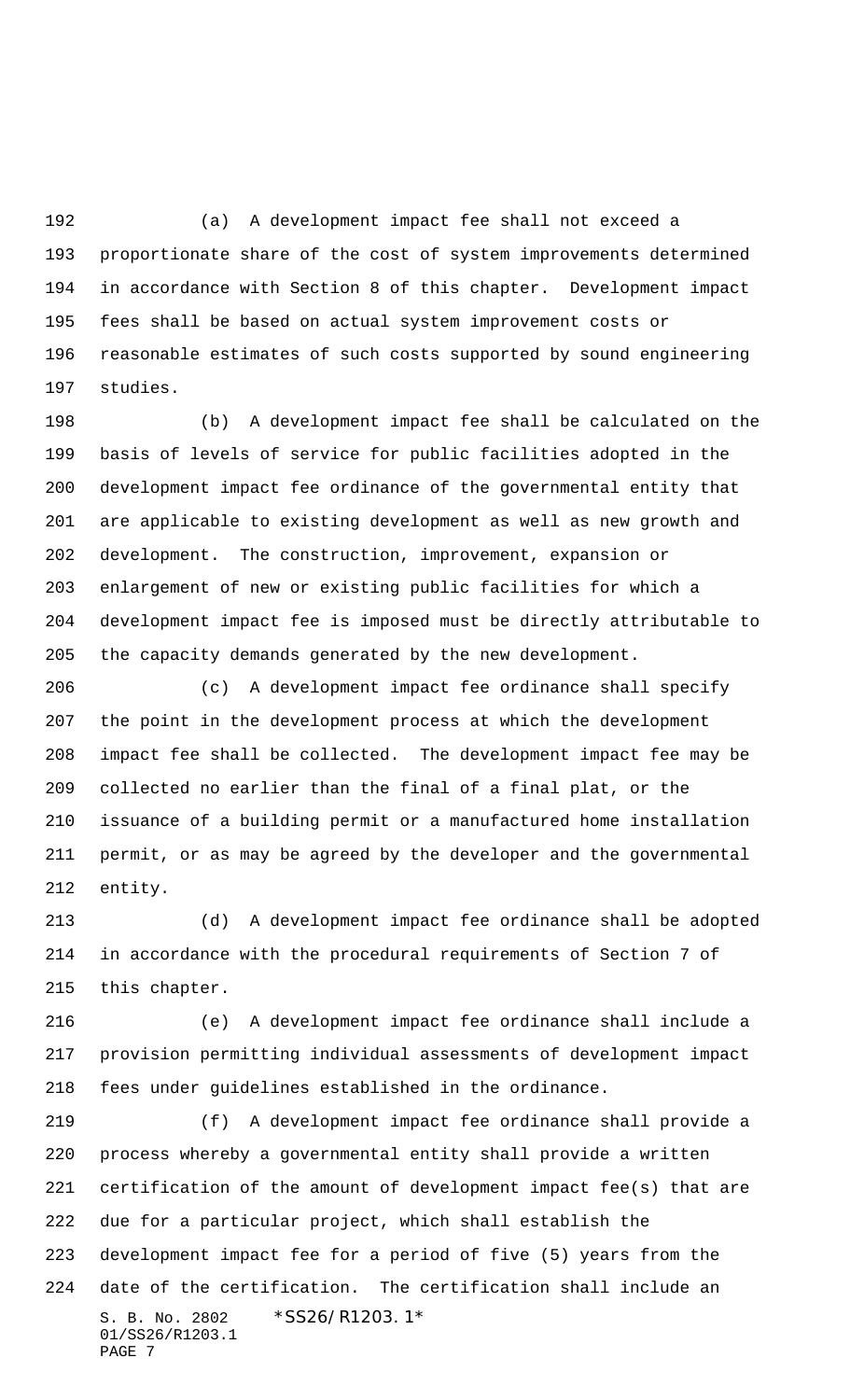(a) A development impact fee shall not exceed a proportionate share of the cost of system improvements determined in accordance with Section 8 of this chapter. Development impact fees shall be based on actual system improvement costs or reasonable estimates of such costs supported by sound engineering studies.

(b) A development impact fee shall be calculated on the basis of levels of service for public facilities adopted in the development impact fee ordinance of the governmental entity that are applicable to existing development as well as new growth and development. The construction, improvement, expansion or enlargement of new or existing public facilities for which a development impact fee is imposed must be directly attributable to the capacity demands generated by the new development.

(c) A development impact fee ordinance shall specify the point in the development process at which the development impact fee shall be collected. The development impact fee may be collected no earlier than the final of a final plat, or the issuance of a building permit or a manufactured home installation permit, or as may be agreed by the developer and the governmental entity.

(d) A development impact fee ordinance shall be adopted in accordance with the procedural requirements of Section 7 of this chapter.

(e) A development impact fee ordinance shall include a provision permitting individual assessments of development impact fees under guidelines established in the ordinance.

(f) A development impact fee ordinance shall provide a process whereby a governmental entity shall provide a written certification of the amount of development impact fee(s) that are due for a particular project, which shall establish the development impact fee for a period of five (5) years from the date of the certification. The certification shall include an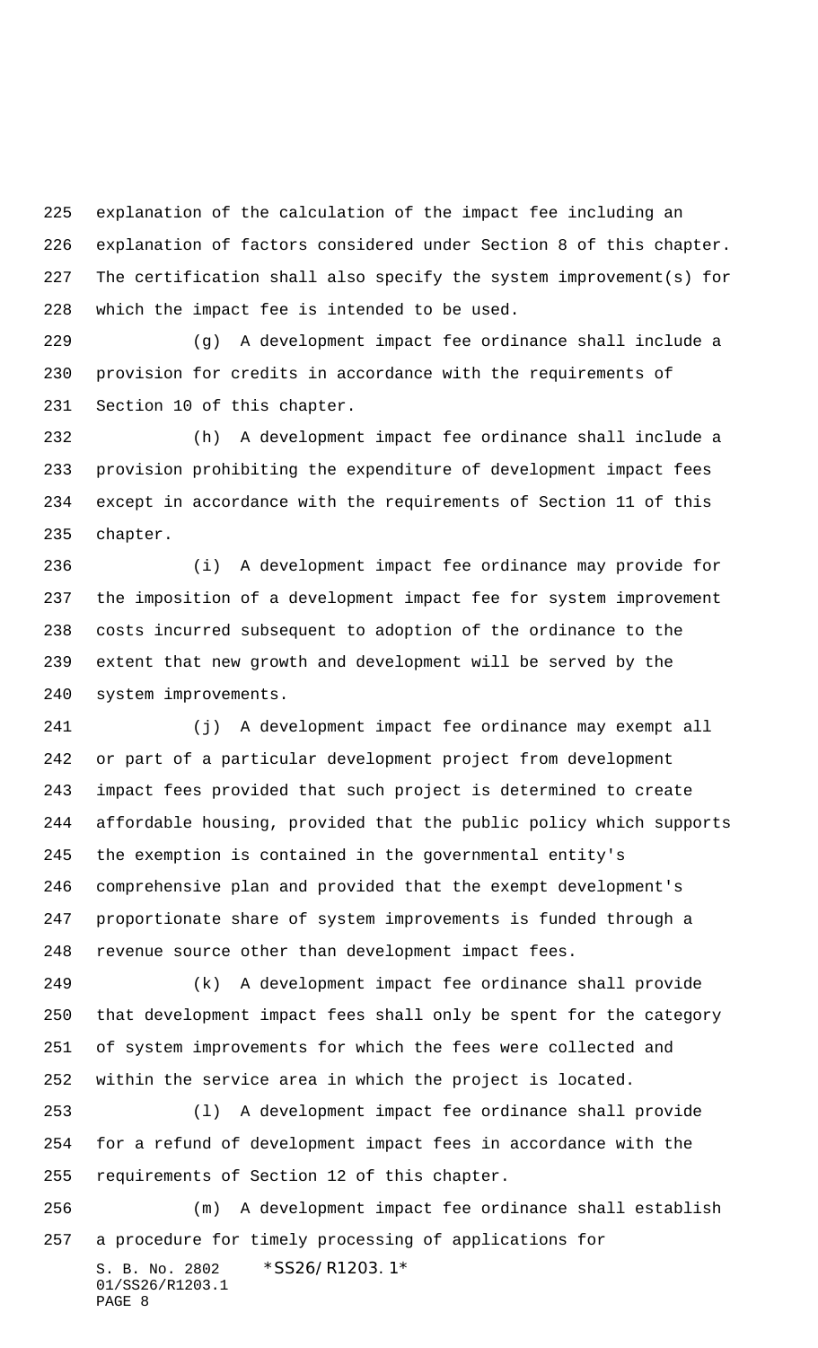explanation of the calculation of the impact fee including an explanation of factors considered under Section 8 of this chapter. The certification shall also specify the system improvement(s) for which the impact fee is intended to be used.

(g) A development impact fee ordinance shall include a provision for credits in accordance with the requirements of Section 10 of this chapter.

(h) A development impact fee ordinance shall include a provision prohibiting the expenditure of development impact fees except in accordance with the requirements of Section 11 of this chapter.

(i) A development impact fee ordinance may provide for the imposition of a development impact fee for system improvement costs incurred subsequent to adoption of the ordinance to the extent that new growth and development will be served by the system improvements.

(j) A development impact fee ordinance may exempt all or part of a particular development project from development impact fees provided that such project is determined to create affordable housing, provided that the public policy which supports the exemption is contained in the governmental entity's comprehensive plan and provided that the exempt development's proportionate share of system improvements is funded through a revenue source other than development impact fees.

(k) A development impact fee ordinance shall provide that development impact fees shall only be spent for the category of system improvements for which the fees were collected and within the service area in which the project is located.

(l) A development impact fee ordinance shall provide for a refund of development impact fees in accordance with the requirements of Section 12 of this chapter.

(m) A development impact fee ordinance shall establish a procedure for timely processing of applications for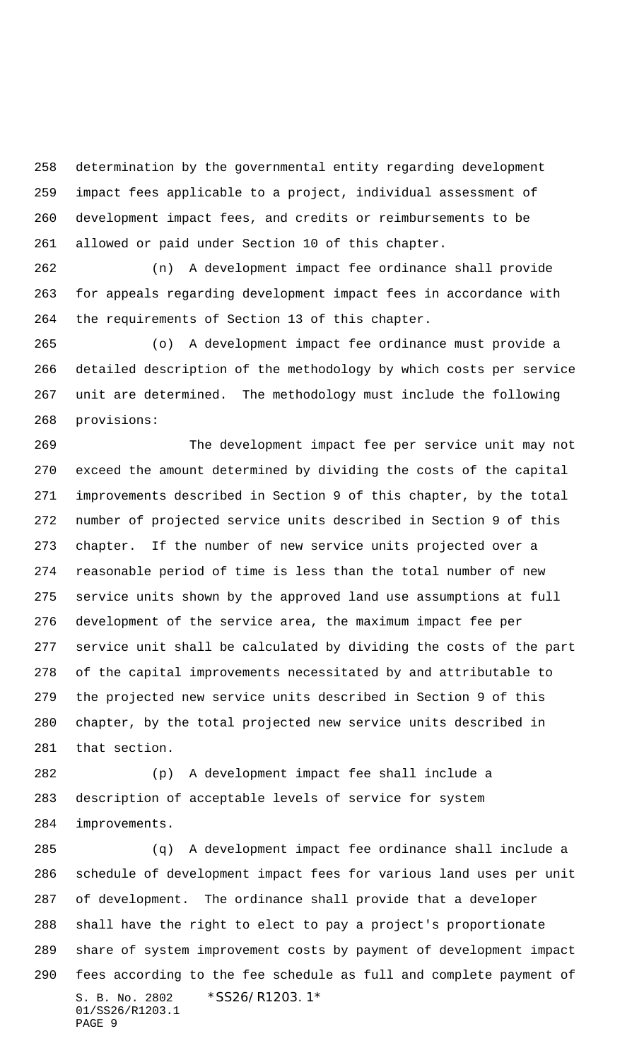determination by the governmental entity regarding development impact fees applicable to a project, individual assessment of development impact fees, and credits or reimbursements to be allowed or paid under Section 10 of this chapter.

(n) A development impact fee ordinance shall provide for appeals regarding development impact fees in accordance with the requirements of Section 13 of this chapter.

(o) A development impact fee ordinance must provide a detailed description of the methodology by which costs per service unit are determined. The methodology must include the following provisions:

The development impact fee per service unit may not exceed the amount determined by dividing the costs of the capital improvements described in Section 9 of this chapter, by the total number of projected service units described in Section 9 of this chapter. If the number of new service units projected over a reasonable period of time is less than the total number of new service units shown by the approved land use assumptions at full development of the service area, the maximum impact fee per service unit shall be calculated by dividing the costs of the part of the capital improvements necessitated by and attributable to the projected new service units described in Section 9 of this chapter, by the total projected new service units described in that section.

(p) A development impact fee shall include a description of acceptable levels of service for system improvements.

(q) A development impact fee ordinance shall include a schedule of development impact fees for various land uses per unit of development. The ordinance shall provide that a developer shall have the right to elect to pay a project's proportionate share of system improvement costs by payment of development impact fees according to the fee schedule as full and complete payment of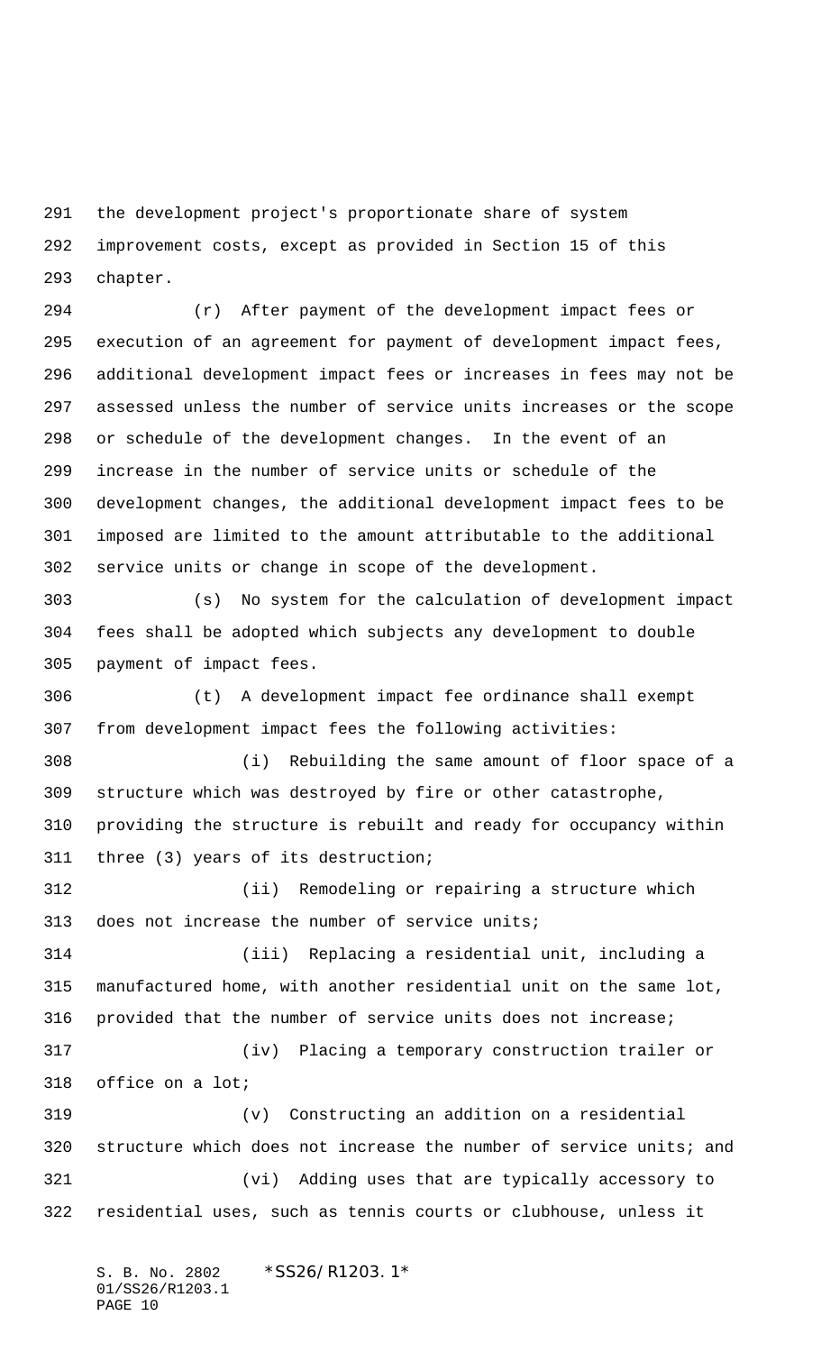the development project's proportionate share of system improvement costs, except as provided in Section 15 of this chapter.

(r) After payment of the development impact fees or execution of an agreement for payment of development impact fees, additional development impact fees or increases in fees may not be assessed unless the number of service units increases or the scope or schedule of the development changes. In the event of an increase in the number of service units or schedule of the development changes, the additional development impact fees to be imposed are limited to the amount attributable to the additional service units or change in scope of the development.

(s) No system for the calculation of development impact fees shall be adopted which subjects any development to double payment of impact fees.

(t) A development impact fee ordinance shall exempt from development impact fees the following activities:

(i) Rebuilding the same amount of floor space of a structure which was destroyed by fire or other catastrophe, providing the structure is rebuilt and ready for occupancy within three (3) years of its destruction;

(ii) Remodeling or repairing a structure which does not increase the number of service units;

(iii) Replacing a residential unit, including a manufactured home, with another residential unit on the same lot, provided that the number of service units does not increase;

(iv) Placing a temporary construction trailer or office on a lot;

(v) Constructing an addition on a residential structure which does not increase the number of service units; and

(vi) Adding uses that are typically accessory to residential uses, such as tennis courts or clubhouse, unless it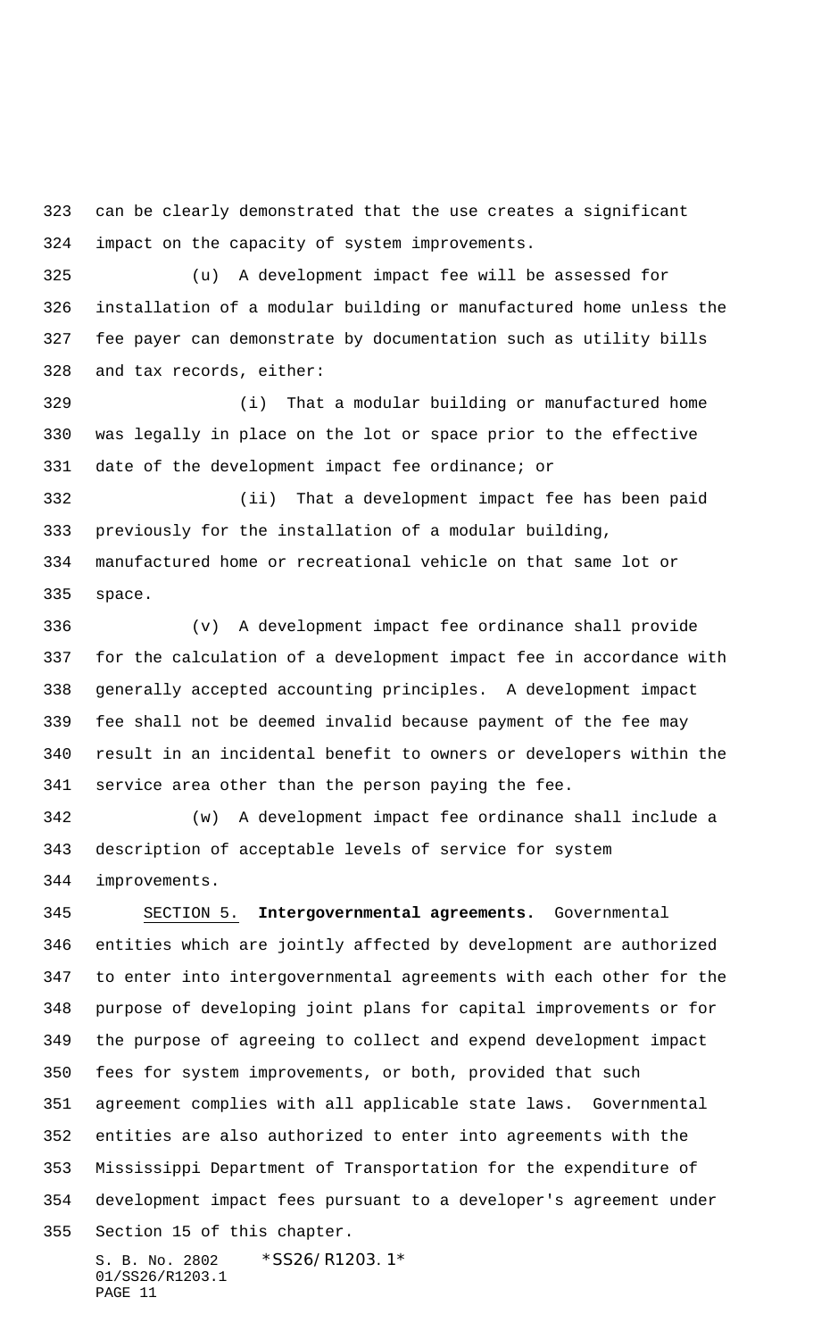can be clearly demonstrated that the use creates a significant impact on the capacity of system improvements.

(u) A development impact fee will be assessed for installation of a modular building or manufactured home unless the fee payer can demonstrate by documentation such as utility bills and tax records, either:

(i) That a modular building or manufactured home was legally in place on the lot or space prior to the effective date of the development impact fee ordinance; or

(ii) That a development impact fee has been paid previously for the installation of a modular building, manufactured home or recreational vehicle on that same lot or space.

(v) A development impact fee ordinance shall provide for the calculation of a development impact fee in accordance with generally accepted accounting principles. A development impact fee shall not be deemed invalid because payment of the fee may result in an incidental benefit to owners or developers within the service area other than the person paying the fee.

(w) A development impact fee ordinance shall include a description of acceptable levels of service for system improvements.

SECTION 5. **Intergovernmental agreements.** Governmental entities which are jointly affected by development are authorized to enter into intergovernmental agreements with each other for the purpose of developing joint plans for capital improvements or for the purpose of agreeing to collect and expend development impact fees for system improvements, or both, provided that such agreement complies with all applicable state laws. Governmental entities are also authorized to enter into agreements with the Mississippi Department of Transportation for the expenditure of development impact fees pursuant to a developer's agreement under Section 15 of this chapter.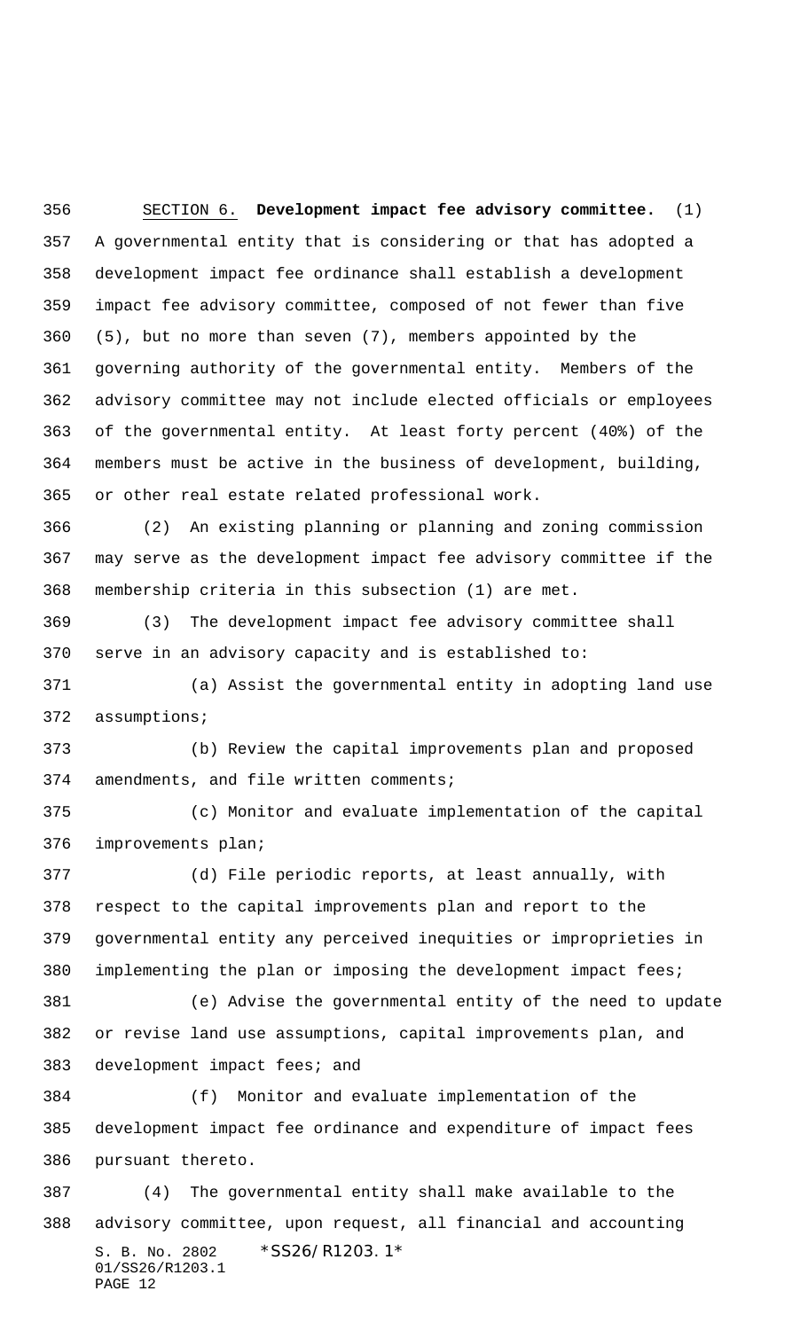SECTION 6. **Development impact fee advisory committee.** (1) A governmental entity that is considering or that has adopted a development impact fee ordinance shall establish a development impact fee advisory committee, composed of not fewer than five (5), but no more than seven (7), members appointed by the governing authority of the governmental entity. Members of the advisory committee may not include elected officials or employees of the governmental entity. At least forty percent (40%) of the members must be active in the business of development, building, or other real estate related professional work.

(2) An existing planning or planning and zoning commission may serve as the development impact fee advisory committee if the membership criteria in this subsection (1) are met.

(3) The development impact fee advisory committee shall serve in an advisory capacity and is established to:

(a) Assist the governmental entity in adopting land use assumptions;

(b) Review the capital improvements plan and proposed amendments, and file written comments;

(c) Monitor and evaluate implementation of the capital improvements plan;

(d) File periodic reports, at least annually, with respect to the capital improvements plan and report to the governmental entity any perceived inequities or improprieties in implementing the plan or imposing the development impact fees;

(e) Advise the governmental entity of the need to update or revise land use assumptions, capital improvements plan, and development impact fees; and

(f) Monitor and evaluate implementation of the development impact fee ordinance and expenditure of impact fees pursuant thereto.

(4) The governmental entity shall make available to the advisory committee, upon request, all financial and accounting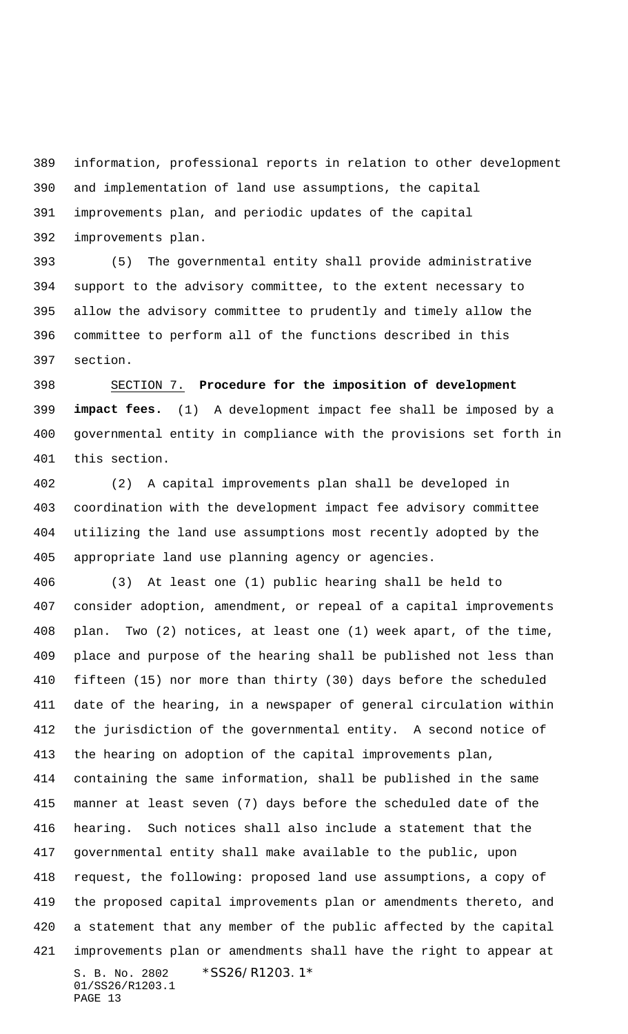information, professional reports in relation to other development and implementation of land use assumptions, the capital improvements plan, and periodic updates of the capital improvements plan.

(5) The governmental entity shall provide administrative support to the advisory committee, to the extent necessary to allow the advisory committee to prudently and timely allow the committee to perform all of the functions described in this section.

SECTION 7. **Procedure for the imposition of development impact fees.** (1) A development impact fee shall be imposed by a governmental entity in compliance with the provisions set forth in this section.

(2) A capital improvements plan shall be developed in coordination with the development impact fee advisory committee utilizing the land use assumptions most recently adopted by the appropriate land use planning agency or agencies.

(3) At least one (1) public hearing shall be held to consider adoption, amendment, or repeal of a capital improvements plan. Two (2) notices, at least one (1) week apart, of the time, place and purpose of the hearing shall be published not less than fifteen (15) nor more than thirty (30) days before the scheduled date of the hearing, in a newspaper of general circulation within the jurisdiction of the governmental entity. A second notice of the hearing on adoption of the capital improvements plan, containing the same information, shall be published in the same manner at least seven (7) days before the scheduled date of the hearing. Such notices shall also include a statement that the governmental entity shall make available to the public, upon request, the following: proposed land use assumptions, a copy of the proposed capital improvements plan or amendments thereto, and a statement that any member of the public affected by the capital improvements plan or amendments shall have the right to appear at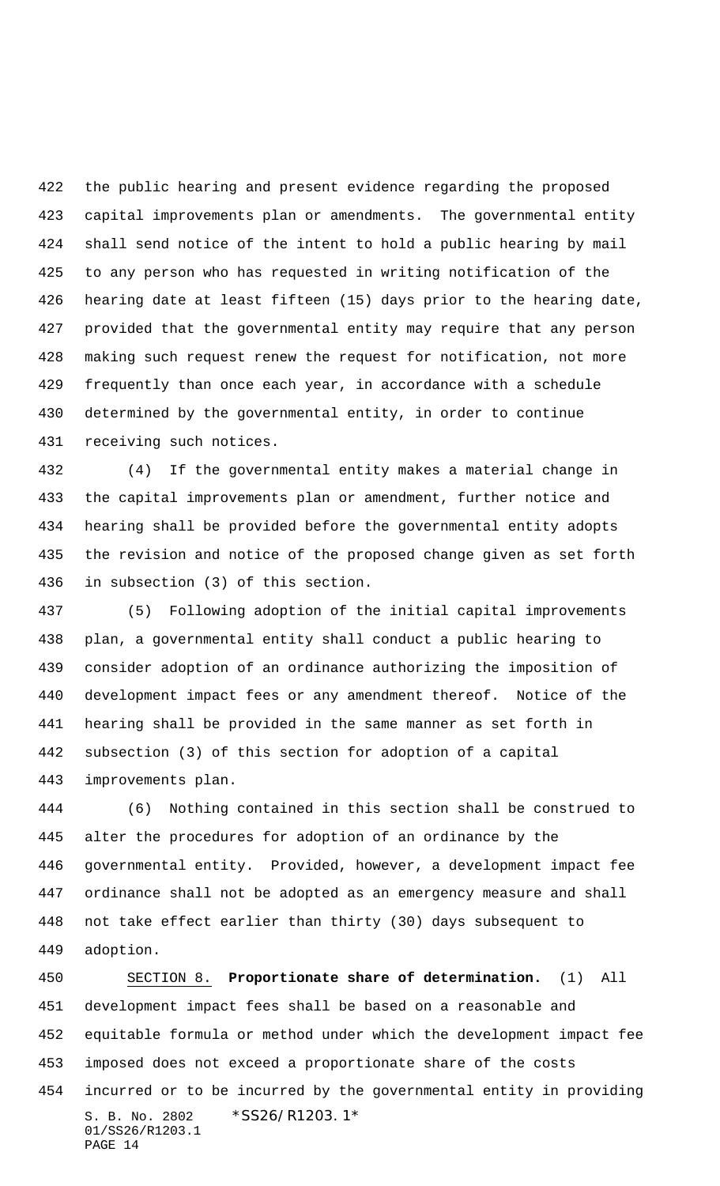the public hearing and present evidence regarding the proposed capital improvements plan or amendments. The governmental entity shall send notice of the intent to hold a public hearing by mail to any person who has requested in writing notification of the hearing date at least fifteen (15) days prior to the hearing date, provided that the governmental entity may require that any person making such request renew the request for notification, not more frequently than once each year, in accordance with a schedule determined by the governmental entity, in order to continue receiving such notices.

(4) If the governmental entity makes a material change in the capital improvements plan or amendment, further notice and hearing shall be provided before the governmental entity adopts the revision and notice of the proposed change given as set forth in subsection (3) of this section.

(5) Following adoption of the initial capital improvements plan, a governmental entity shall conduct a public hearing to consider adoption of an ordinance authorizing the imposition of development impact fees or any amendment thereof. Notice of the hearing shall be provided in the same manner as set forth in subsection (3) of this section for adoption of a capital improvements plan.

(6) Nothing contained in this section shall be construed to alter the procedures for adoption of an ordinance by the governmental entity. Provided, however, a development impact fee ordinance shall not be adopted as an emergency measure and shall not take effect earlier than thirty (30) days subsequent to adoption.

SECTION 8. **Proportionate share of determination.** (1) All development impact fees shall be based on a reasonable and equitable formula or method under which the development impact fee imposed does not exceed a proportionate share of the costs incurred or to be incurred by the governmental entity in providing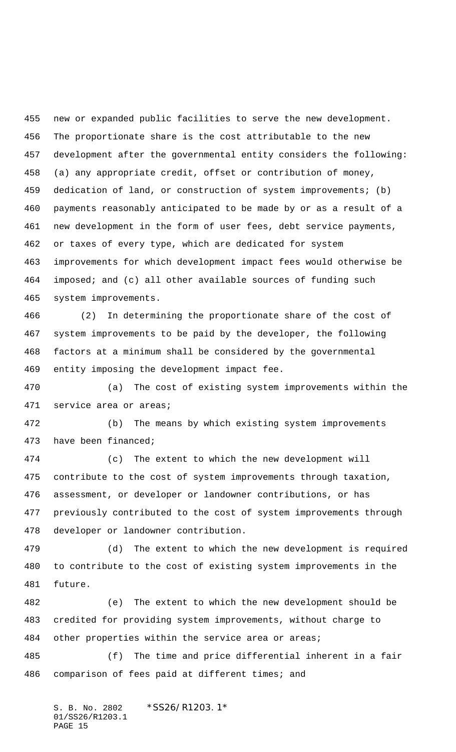new or expanded public facilities to serve the new development. The proportionate share is the cost attributable to the new development after the governmental entity considers the following: (a) any appropriate credit, offset or contribution of money, dedication of land, or construction of system improvements; (b) payments reasonably anticipated to be made by or as a result of a new development in the form of user fees, debt service payments, or taxes of every type, which are dedicated for system improvements for which development impact fees would otherwise be imposed; and (c) all other available sources of funding such system improvements.

(2) In determining the proportionate share of the cost of system improvements to be paid by the developer, the following factors at a minimum shall be considered by the governmental entity imposing the development impact fee.

(a) The cost of existing system improvements within the service area or areas;

(b) The means by which existing system improvements have been financed;

(c) The extent to which the new development will contribute to the cost of system improvements through taxation, assessment, or developer or landowner contributions, or has previously contributed to the cost of system improvements through developer or landowner contribution.

(d) The extent to which the new development is required to contribute to the cost of existing system improvements in the future.

(e) The extent to which the new development should be credited for providing system improvements, without charge to other properties within the service area or areas;

(f) The time and price differential inherent in a fair comparison of fees paid at different times; and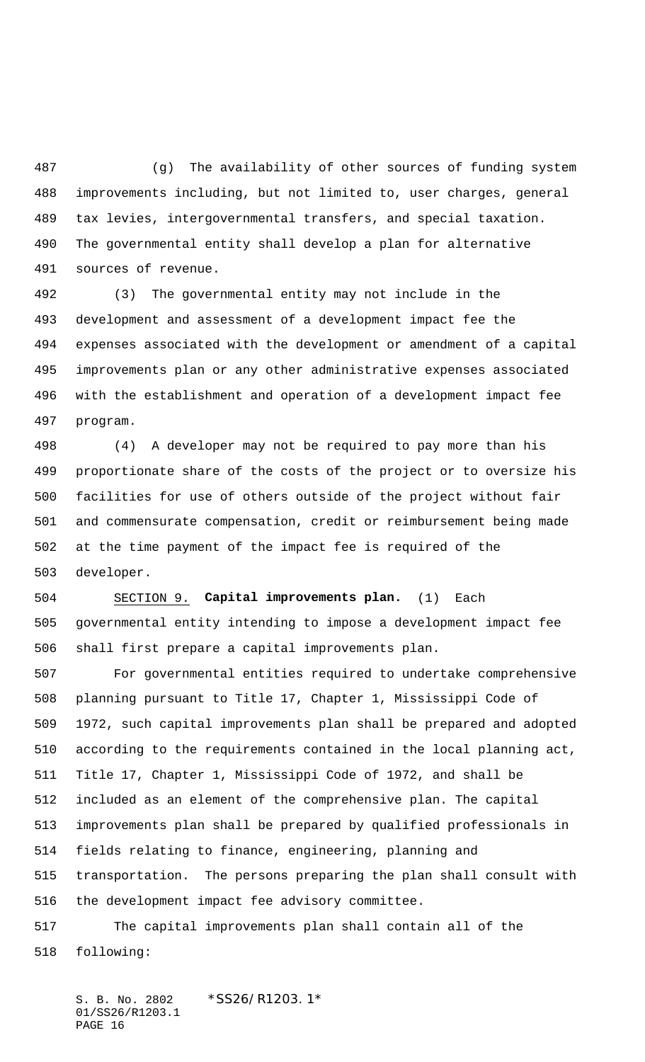(g) The availability of other sources of funding system improvements including, but not limited to, user charges, general tax levies, intergovernmental transfers, and special taxation. The governmental entity shall develop a plan for alternative sources of revenue.

(3) The governmental entity may not include in the development and assessment of a development impact fee the expenses associated with the development or amendment of a capital improvements plan or any other administrative expenses associated with the establishment and operation of a development impact fee program.

(4) A developer may not be required to pay more than his proportionate share of the costs of the project or to oversize his facilities for use of others outside of the project without fair and commensurate compensation, credit or reimbursement being made at the time payment of the impact fee is required of the developer.

SECTION 9. **Capital improvements plan.** (1) Each governmental entity intending to impose a development impact fee shall first prepare a capital improvements plan.

For governmental entities required to undertake comprehensive planning pursuant to Title 17, Chapter 1, Mississippi Code of 1972, such capital improvements plan shall be prepared and adopted according to the requirements contained in the local planning act, Title 17, Chapter 1, Mississippi Code of 1972, and shall be included as an element of the comprehensive plan. The capital improvements plan shall be prepared by qualified professionals in fields relating to finance, engineering, planning and transportation. The persons preparing the plan shall consult with the development impact fee advisory committee.

The capital improvements plan shall contain all of the following: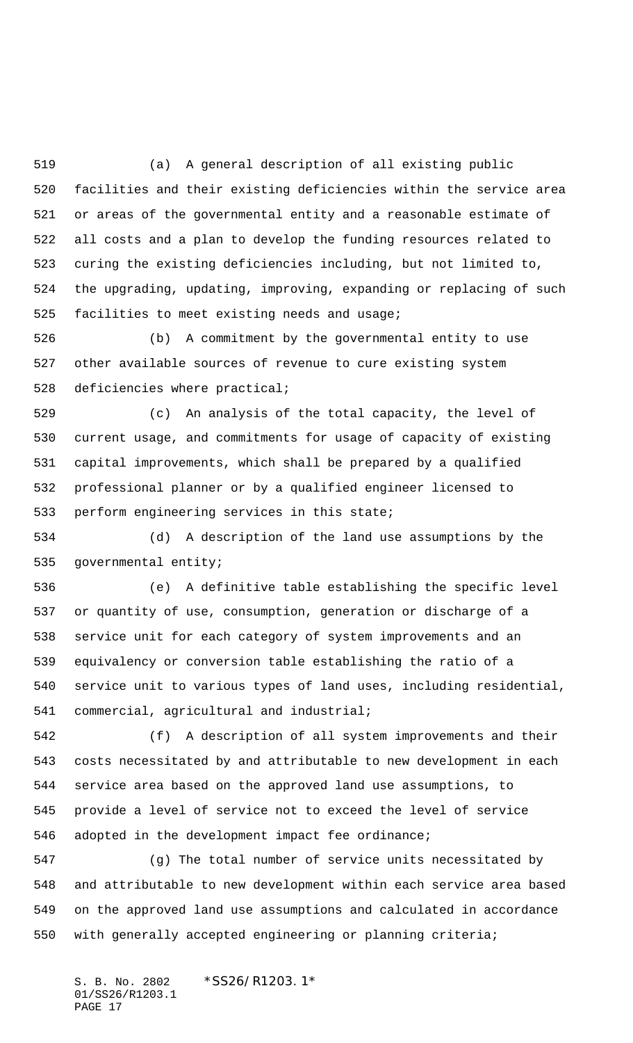(a) A general description of all existing public facilities and their existing deficiencies within the service area or areas of the governmental entity and a reasonable estimate of all costs and a plan to develop the funding resources related to curing the existing deficiencies including, but not limited to, the upgrading, updating, improving, expanding or replacing of such facilities to meet existing needs and usage;

(b) A commitment by the governmental entity to use other available sources of revenue to cure existing system deficiencies where practical;

(c) An analysis of the total capacity, the level of current usage, and commitments for usage of capacity of existing capital improvements, which shall be prepared by a qualified professional planner or by a qualified engineer licensed to perform engineering services in this state;

(d) A description of the land use assumptions by the governmental entity;

(e) A definitive table establishing the specific level or quantity of use, consumption, generation or discharge of a service unit for each category of system improvements and an equivalency or conversion table establishing the ratio of a service unit to various types of land uses, including residential, commercial, agricultural and industrial;

(f) A description of all system improvements and their costs necessitated by and attributable to new development in each service area based on the approved land use assumptions, to provide a level of service not to exceed the level of service adopted in the development impact fee ordinance;

(g) The total number of service units necessitated by and attributable to new development within each service area based on the approved land use assumptions and calculated in accordance with generally accepted engineering or planning criteria;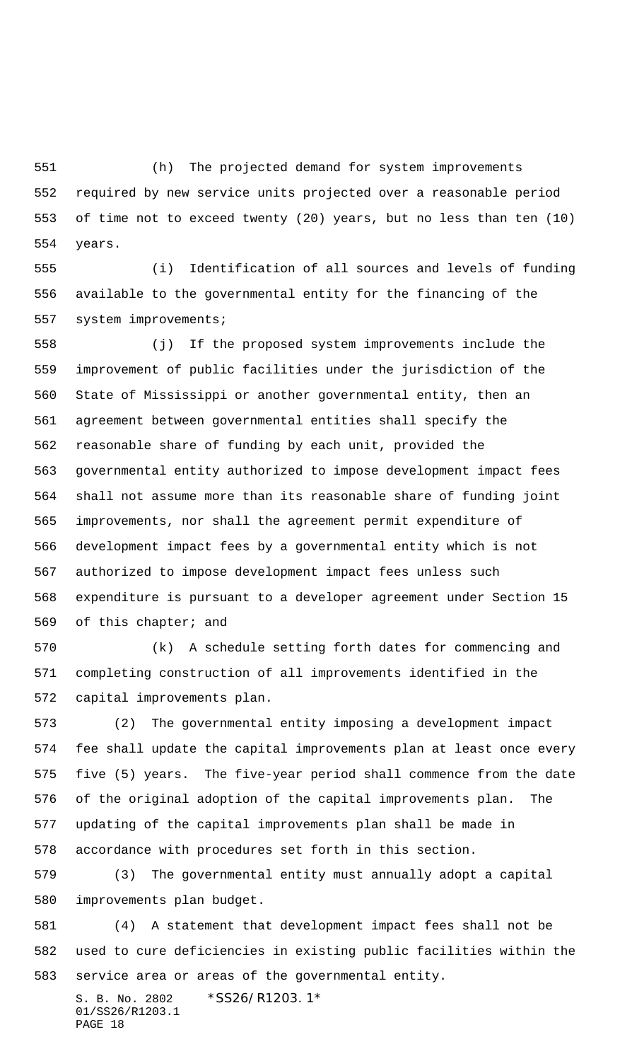(h) The projected demand for system improvements required by new service units projected over a reasonable period of time not to exceed twenty (20) years, but no less than ten (10) years.

(i) Identification of all sources and levels of funding available to the governmental entity for the financing of the system improvements;

(j) If the proposed system improvements include the improvement of public facilities under the jurisdiction of the State of Mississippi or another governmental entity, then an agreement between governmental entities shall specify the reasonable share of funding by each unit, provided the governmental entity authorized to impose development impact fees shall not assume more than its reasonable share of funding joint improvements, nor shall the agreement permit expenditure of development impact fees by a governmental entity which is not authorized to impose development impact fees unless such expenditure is pursuant to a developer agreement under Section 15 of this chapter; and

(k) A schedule setting forth dates for commencing and completing construction of all improvements identified in the capital improvements plan.

(2) The governmental entity imposing a development impact fee shall update the capital improvements plan at least once every five (5) years. The five-year period shall commence from the date of the original adoption of the capital improvements plan. The updating of the capital improvements plan shall be made in accordance with procedures set forth in this section.

(3) The governmental entity must annually adopt a capital improvements plan budget.

(4) A statement that development impact fees shall not be used to cure deficiencies in existing public facilities within the service area or areas of the governmental entity.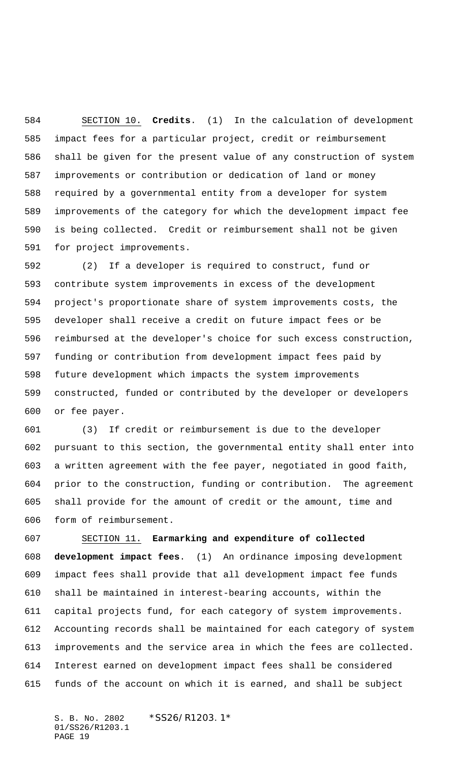SECTION 10. **Credits**. (1) In the calculation of development impact fees for a particular project, credit or reimbursement shall be given for the present value of any construction of system improvements or contribution or dedication of land or money required by a governmental entity from a developer for system improvements of the category for which the development impact fee is being collected. Credit or reimbursement shall not be given for project improvements.

(2) If a developer is required to construct, fund or contribute system improvements in excess of the development project's proportionate share of system improvements costs, the developer shall receive a credit on future impact fees or be reimbursed at the developer's choice for such excess construction, funding or contribution from development impact fees paid by future development which impacts the system improvements constructed, funded or contributed by the developer or developers or fee payer.

(3) If credit or reimbursement is due to the developer pursuant to this section, the governmental entity shall enter into a written agreement with the fee payer, negotiated in good faith, prior to the construction, funding or contribution. The agreement shall provide for the amount of credit or the amount, time and form of reimbursement.

SECTION 11. **Earmarking and expenditure of collected development impact fees**. (1) An ordinance imposing development impact fees shall provide that all development impact fee funds shall be maintained in interest-bearing accounts, within the capital projects fund, for each category of system improvements. Accounting records shall be maintained for each category of system improvements and the service area in which the fees are collected. Interest earned on development impact fees shall be considered funds of the account on which it is earned, and shall be subject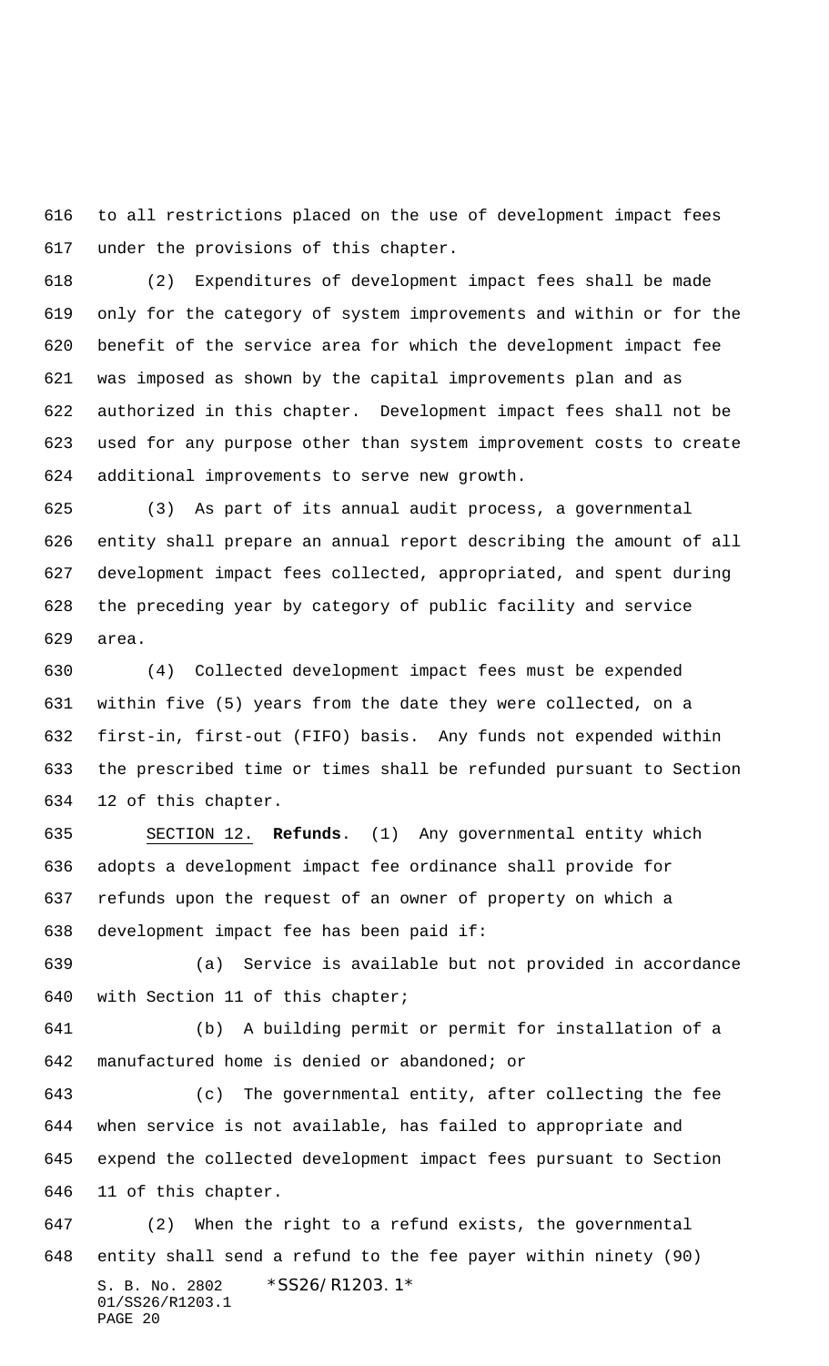to all restrictions placed on the use of development impact fees under the provisions of this chapter.

(2) Expenditures of development impact fees shall be made only for the category of system improvements and within or for the benefit of the service area for which the development impact fee was imposed as shown by the capital improvements plan and as authorized in this chapter. Development impact fees shall not be used for any purpose other than system improvement costs to create additional improvements to serve new growth.

(3) As part of its annual audit process, a governmental entity shall prepare an annual report describing the amount of all development impact fees collected, appropriated, and spent during the preceding year by category of public facility and service area.

(4) Collected development impact fees must be expended within five (5) years from the date they were collected, on a first-in, first-out (FIFO) basis. Any funds not expended within the prescribed time or times shall be refunded pursuant to Section 12 of this chapter.

SECTION 12. **Refunds**. (1) Any governmental entity which adopts a development impact fee ordinance shall provide for refunds upon the request of an owner of property on which a development impact fee has been paid if:

(a) Service is available but not provided in accordance with Section 11 of this chapter;

(b) A building permit or permit for installation of a manufactured home is denied or abandoned; or

(c) The governmental entity, after collecting the fee when service is not available, has failed to appropriate and expend the collected development impact fees pursuant to Section 11 of this chapter.

(2) When the right to a refund exists, the governmental entity shall send a refund to the fee payer within ninety (90)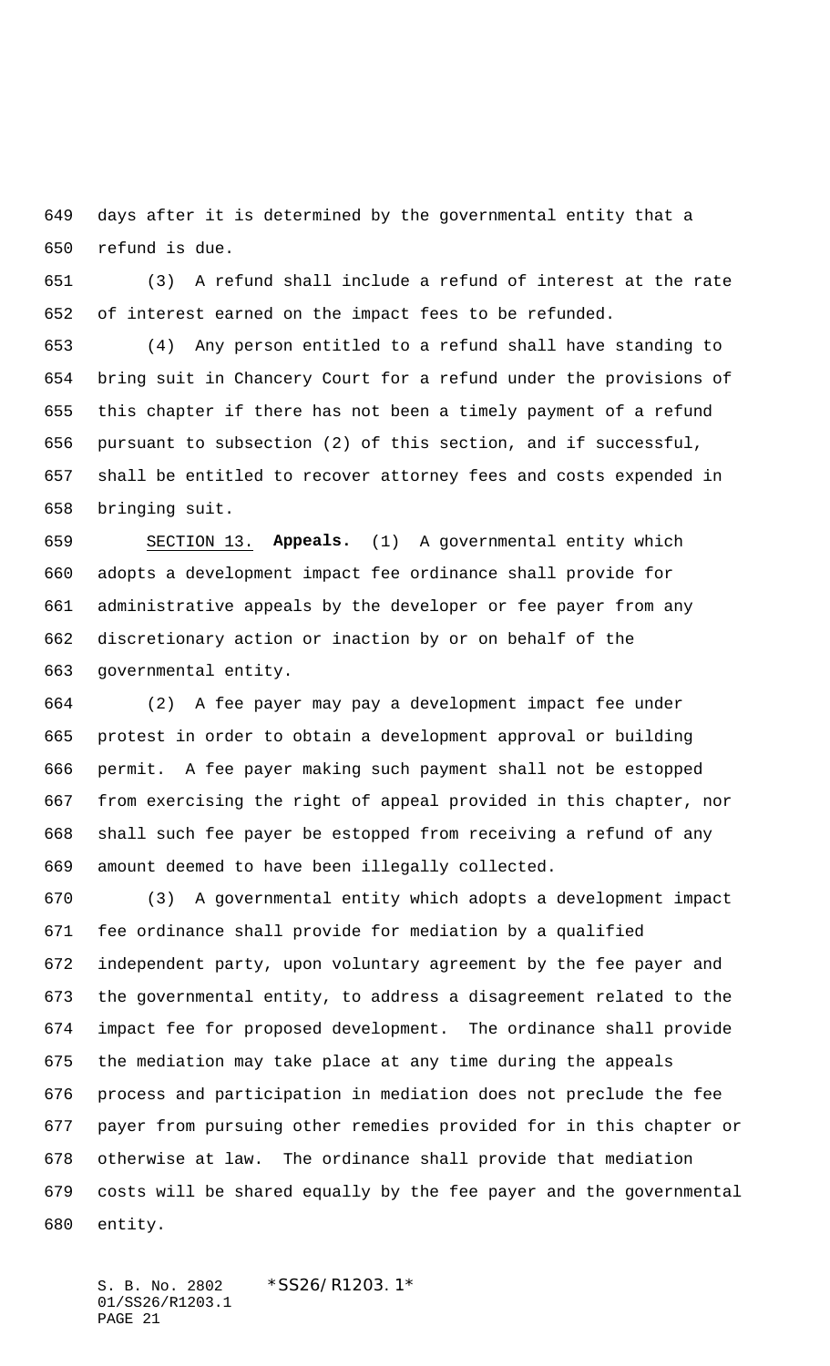days after it is determined by the governmental entity that a refund is due.

(3) A refund shall include a refund of interest at the rate of interest earned on the impact fees to be refunded.

(4) Any person entitled to a refund shall have standing to bring suit in Chancery Court for a refund under the provisions of this chapter if there has not been a timely payment of a refund pursuant to subsection (2) of this section, and if successful, shall be entitled to recover attorney fees and costs expended in bringing suit.

SECTION 13. **Appeals.** (1) A governmental entity which adopts a development impact fee ordinance shall provide for administrative appeals by the developer or fee payer from any discretionary action or inaction by or on behalf of the governmental entity.

(2) A fee payer may pay a development impact fee under protest in order to obtain a development approval or building permit. A fee payer making such payment shall not be estopped from exercising the right of appeal provided in this chapter, nor shall such fee payer be estopped from receiving a refund of any amount deemed to have been illegally collected.

(3) A governmental entity which adopts a development impact fee ordinance shall provide for mediation by a qualified independent party, upon voluntary agreement by the fee payer and the governmental entity, to address a disagreement related to the impact fee for proposed development. The ordinance shall provide the mediation may take place at any time during the appeals process and participation in mediation does not preclude the fee payer from pursuing other remedies provided for in this chapter or otherwise at law. The ordinance shall provide that mediation costs will be shared equally by the fee payer and the governmental entity.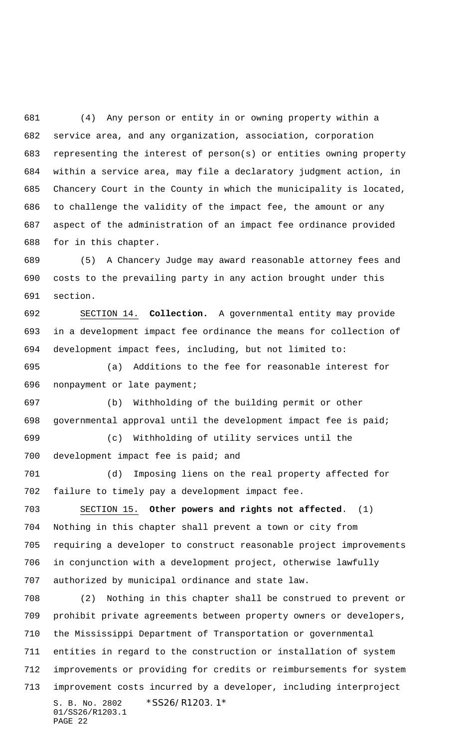(4) Any person or entity in or owning property within a service area, and any organization, association, corporation representing the interest of person(s) or entities owning property within a service area, may file a declaratory judgment action, in Chancery Court in the County in which the municipality is located, to challenge the validity of the impact fee, the amount or any aspect of the administration of an impact fee ordinance provided for in this chapter.

(5) A Chancery Judge may award reasonable attorney fees and costs to the prevailing party in any action brought under this section.

SECTION 14. **Collection.** A governmental entity may provide in a development impact fee ordinance the means for collection of development impact fees, including, but not limited to:

(a) Additions to the fee for reasonable interest for nonpayment or late payment;

(b) Withholding of the building permit or other governmental approval until the development impact fee is paid;

(c) Withholding of utility services until the development impact fee is paid; and

(d) Imposing liens on the real property affected for failure to timely pay a development impact fee.

SECTION 15. **Other powers and rights not affected**. (1) Nothing in this chapter shall prevent a town or city from requiring a developer to construct reasonable project improvements in conjunction with a development project, otherwise lawfully authorized by municipal ordinance and state law.

(2) Nothing in this chapter shall be construed to prevent or prohibit private agreements between property owners or developers, the Mississippi Department of Transportation or governmental entities in regard to the construction or installation of system improvements or providing for credits or reimbursements for system improvement costs incurred by a developer, including interproject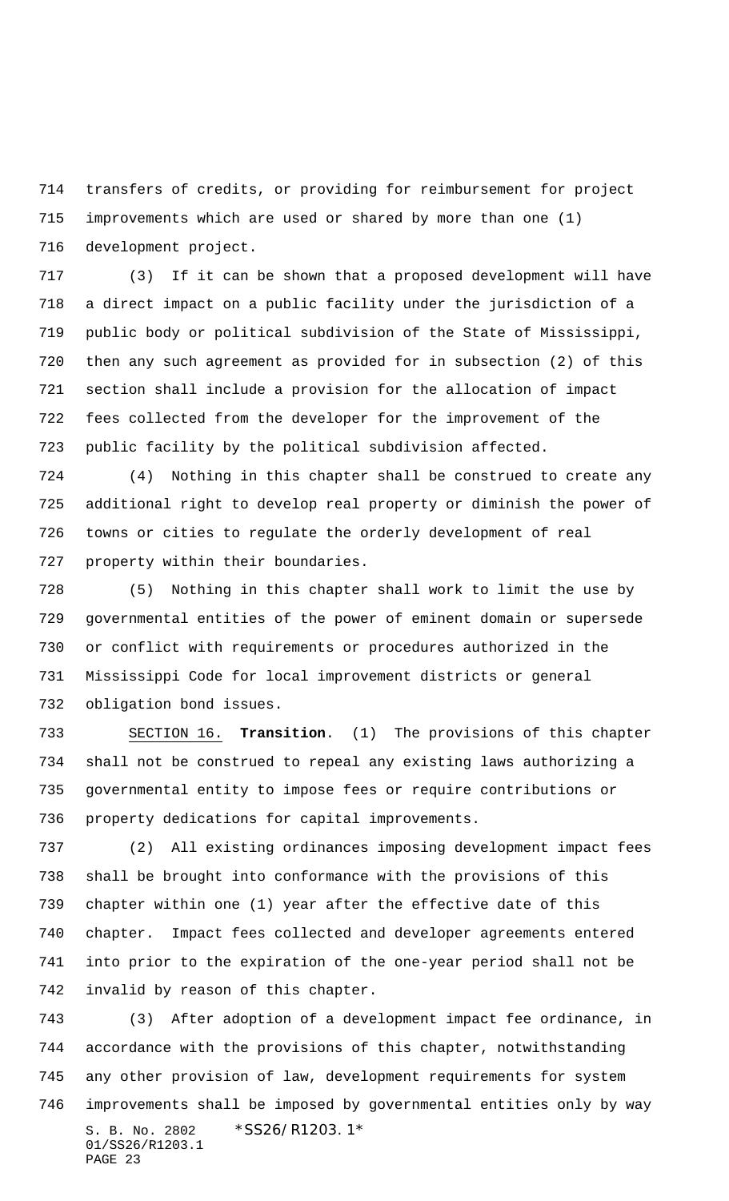transfers of credits, or providing for reimbursement for project improvements which are used or shared by more than one (1) development project.

(3) If it can be shown that a proposed development will have a direct impact on a public facility under the jurisdiction of a public body or political subdivision of the State of Mississippi, then any such agreement as provided for in subsection (2) of this section shall include a provision for the allocation of impact fees collected from the developer for the improvement of the public facility by the political subdivision affected.

(4) Nothing in this chapter shall be construed to create any additional right to develop real property or diminish the power of towns or cities to regulate the orderly development of real property within their boundaries.

(5) Nothing in this chapter shall work to limit the use by governmental entities of the power of eminent domain or supersede or conflict with requirements or procedures authorized in the Mississippi Code for local improvement districts or general obligation bond issues.

SECTION 16. **Transition**. (1) The provisions of this chapter shall not be construed to repeal any existing laws authorizing a governmental entity to impose fees or require contributions or property dedications for capital improvements.

(2) All existing ordinances imposing development impact fees shall be brought into conformance with the provisions of this chapter within one (1) year after the effective date of this chapter. Impact fees collected and developer agreements entered into prior to the expiration of the one-year period shall not be invalid by reason of this chapter.

(3) After adoption of a development impact fee ordinance, in accordance with the provisions of this chapter, notwithstanding any other provision of law, development requirements for system improvements shall be imposed by governmental entities only by way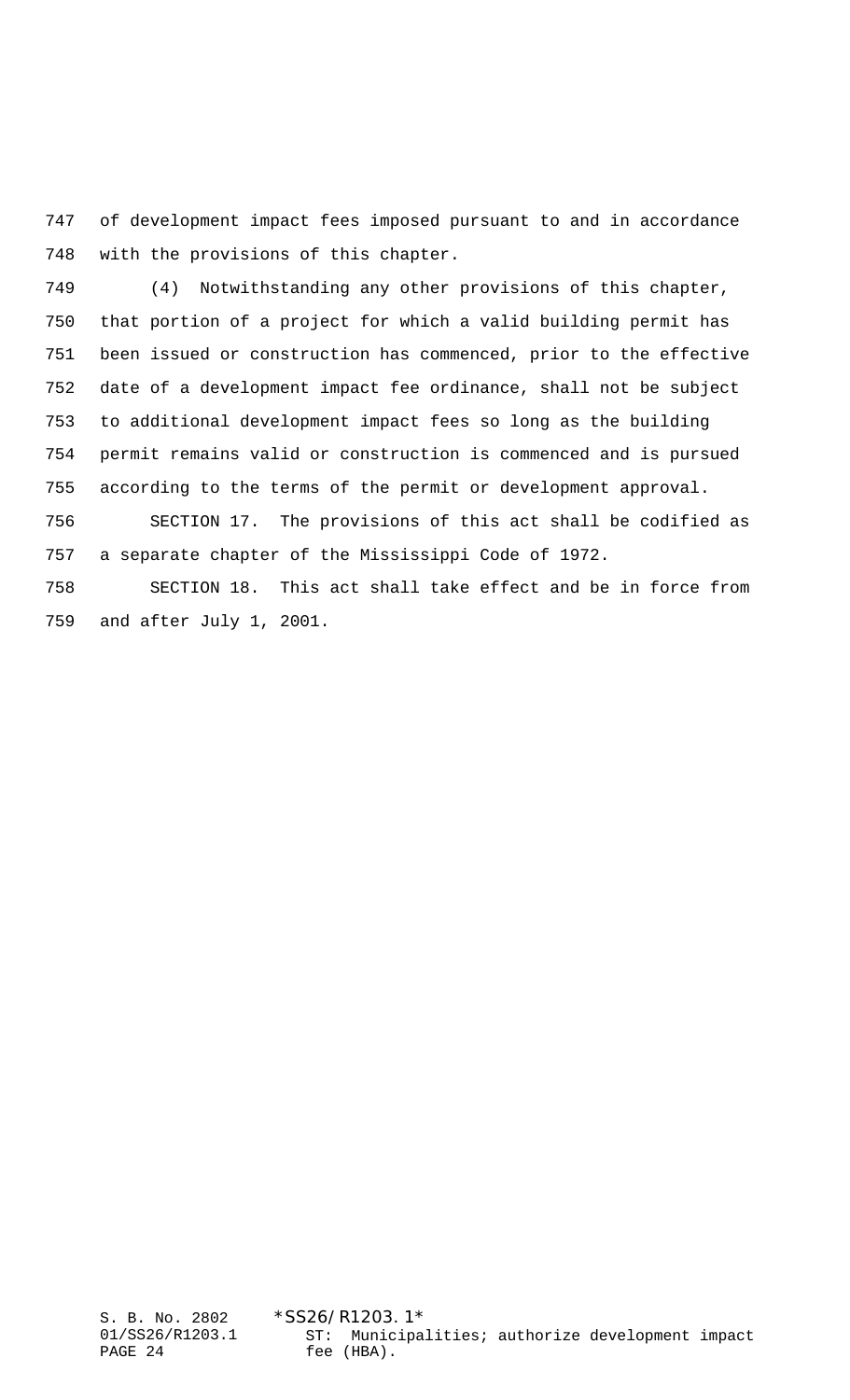of development impact fees imposed pursuant to and in accordance with the provisions of this chapter.

(4) Notwithstanding any other provisions of this chapter, that portion of a project for which a valid building permit has been issued or construction has commenced, prior to the effective date of a development impact fee ordinance, shall not be subject to additional development impact fees so long as the building permit remains valid or construction is commenced and is pursued according to the terms of the permit or development approval.

SECTION 17. The provisions of this act shall be codified as a separate chapter of the Mississippi Code of 1972.

SECTION 18. This act shall take effect and be in force from and after July 1, 2001.